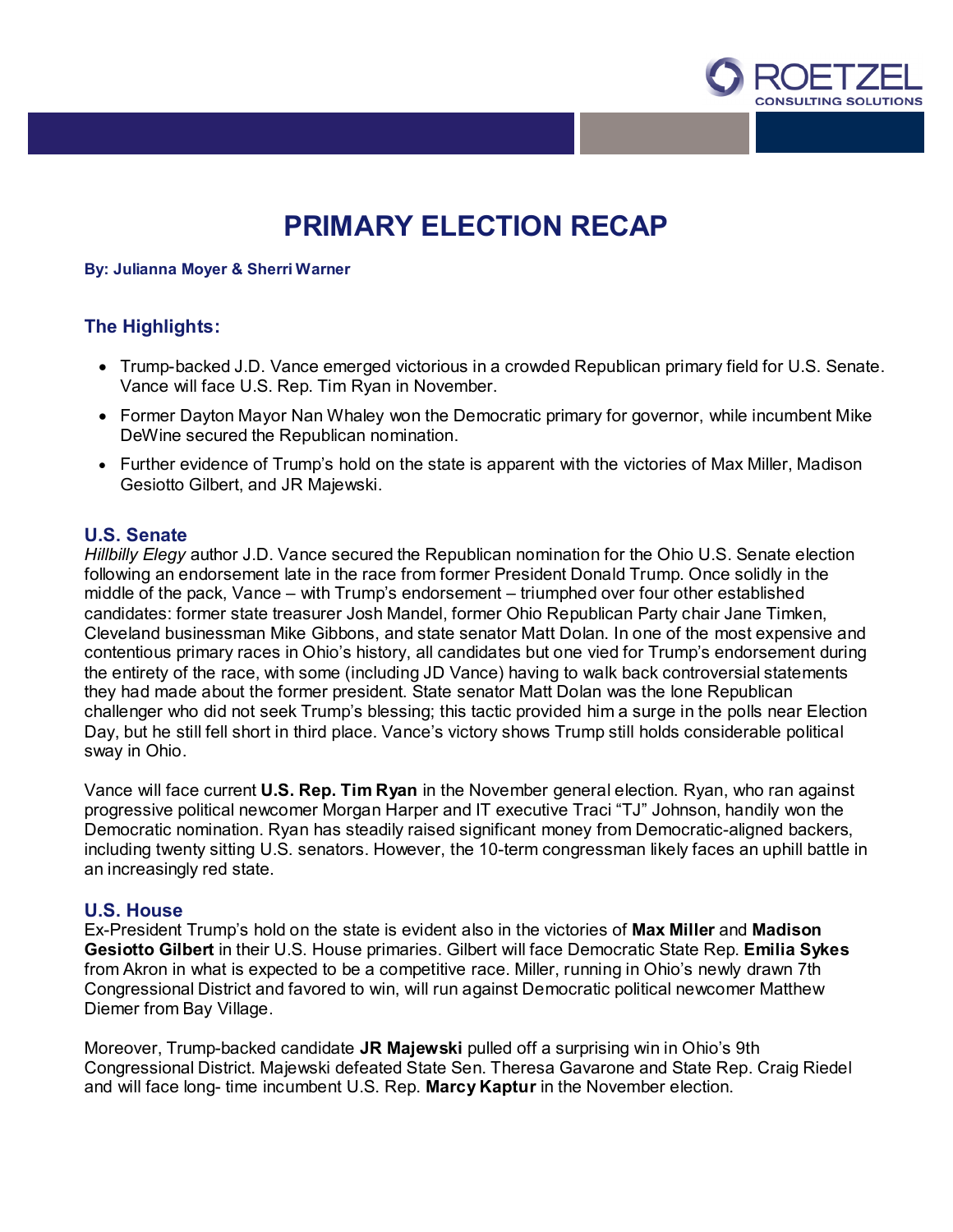# PRIMARY ELECTION RECAP

**By: Julianna Moyer & Sherri Warner**

## The Highlights:

- Trump-backed J.D. Vance emerged victorious in a crowded Republican primary field for U.S. Senate. Vance will face U.S. Rep. Tim Ryan in November.
- Former Dayton Mayor Nan Whaley won the Democratic primary for governor, while incumbent Mike DeWine secured the Republican nomination.
- Further evidence of Trump's hold on the state is apparent with the victories of Max Miller, Madison Gesiotto Gilbert, and JR Majewski.

## U.S. Senate

*Hillbilly Elegy* author J.D. Vance secured the Republican nomination for the Ohio U.S. Senate election following an endorsement late in the race from former President Donald Trump. Once solidly in the middle of the pack, Vance – with Trump's endorsement – triumphed over four other established candidates: former state treasurer Josh Mandel, former Ohio Republican Party chair Jane Timken, Cleveland businessman Mike Gibbons, and state senator Matt Dolan. In one of the most expensive and contentious primary races in Ohio's history, all candidates but one vied for Trump's endorsement during the entirety of the race, with some (including JD Vance) having to walk back controversial statements they had made about the former president. State senator Matt Dolan was the lone Republican challenger who did not seek Trump's blessing; this tactic provided him a surge in the polls near Election Day, but he still fell short in third place. Vance's victory shows Trump still holds considerable political sway in Ohio.

Vance will face current **U.S. Rep. Tim Ryan** in the November general election. Ryan, who ran against progressive political newcomer Morgan Harper and IT executive Traci "TJ" Johnson, handily won the Democratic nomination. Ryan has steadily raised significant money from Democratic-aligned backers, including twenty sitting U.S. senators. However, the 10-term congressman likely faces an uphill battle in an increasingly red state.

## U.S. House

Ex-President Trump's hold on the state is evident also in the victories of **Max Miller** and **Madison Gesiotto Gilbert** in their U.S. House primaries. Gilbert will face Democratic State Rep. **Emilia Sykes** from Akron in what is expected to be a competitive race. Miller, running in Ohio's newly drawn 7th Congressional District and favored to win, will run against Democratic political newcomer Matthew Diemer from Bay Village.

Moreover, Trump-backed candidate **JR Majewski** pulled off a surprising win in Ohio's 9th Congressional District. Majewski defeated State Sen. Theresa Gavarone and State Rep. Craig Riedel and will face long- time incumbent U.S. Rep. **Marcy Kaptur** in the November election.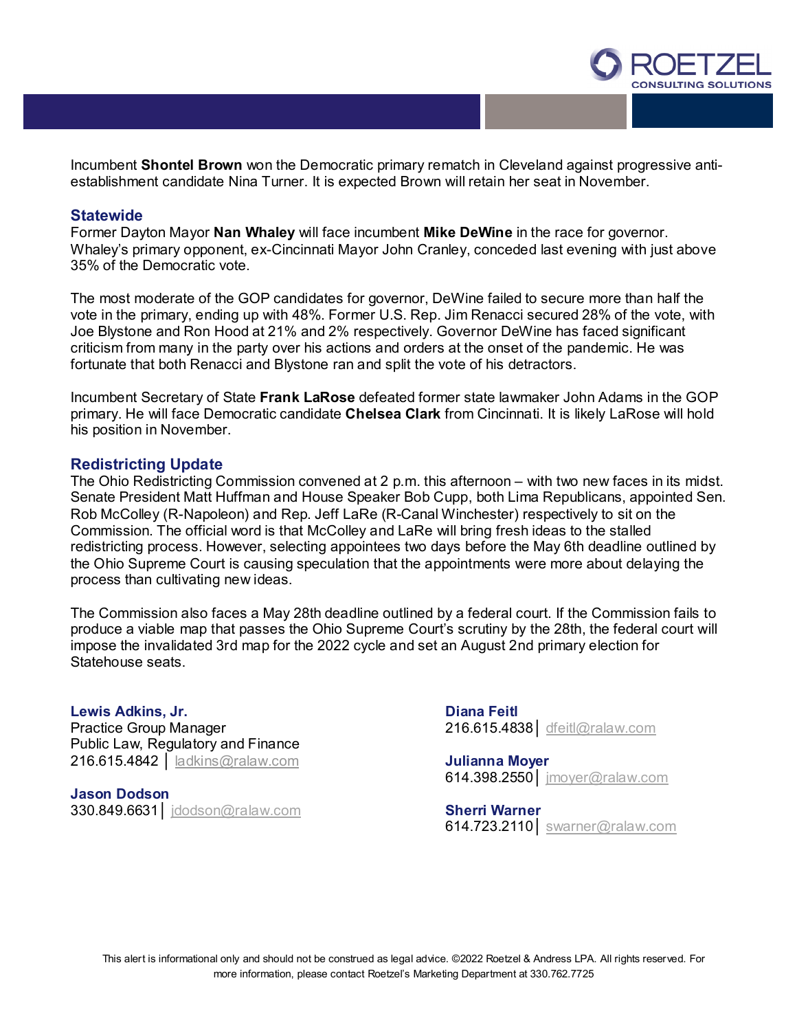Incumbent **Shontel Brown** won the Democratic primary rematch in Cleveland against progressive anti-establishment candidate Nina Turner. It is expected Brown will retain her seat in November.

## Statewide

Former Dayton Mayor **Nan Whaley** will face incumbent **Mike DeWine** in the race for governor. Whaley's primary opponent, ex-Cincinnati Mayor John Cranley, conceded last evening with just above 35% of the Democratic vote.

The most moderate of the GOP candidates for governor, DeWine failed to secure more than half the vote in the primary, ending up with 48%. Former U.S. Rep. Jim Renacci secured 28% of the vote, with Joe Blystone and Ron Hood at 21% and 2% respectively. Governor DeWine has faced significant criticism from many in the party over his actions and orders at the onset of the pandemic. He was fortunate that both Renacci and Blystone ran and split the vote of his detractors.

Incumbent Secretary of State **Frank LaRose** defeated former state lawmaker John Adams in the GOP primary. He will face Democratic candidate **Chelsea Clark** from Cincinnati. It is likely LaRose will hold his position in November.

## Redistricting Update

The Ohio Redistricting Commission convened at 2 p.m. this afternoon – with two new faces in its midst. Senate President Matt Huffman and House Speaker Bob Cupp, both Lima Republicans, appointed Sen. Rob McColley (R-Napoleon) and Rep. Jeff LaRe (R-Canal Winchester) respectively to sit on the Commission. The official word is that McColley and LaRe will bring fresh ideas to the stalled redistricting process. However, selecting appointees two days before the May 6th deadline outlined by the Ohio Supreme Court is causing speculation that the appointments were more about delaying the process than cultivating new ideas.

The Commission also faces a May 28th deadline outlined by a federal court. If the Commission fails to produce a viable map that passes the Ohio Supreme Court's scrutiny by the 28th, the federal court will impose the invalidated 3rd map for the 2022 cycle and set an August 2nd primary election for Statehouse seats.

**Lewis Adkins, Jr.**
Practice Group Manager
Public Law, Regulatory and Finance
216.615.4842 │ ladkins@ralaw.com

**Jason Dodson**
330.849.6631│ jdodson@ralaw.com

**Diana Feitl**
216.615.4838│ dfeitl@ralaw.com

**Julianna Moyer**
614.398.2550│ jmoyer@ralaw.com

**Sherri Warner**
614.723.2110│ swarner@ralaw.com

This alert is informational only and should not be construed as legal advice. ©2022 Roetzel & Andress LPA. All rights reserved. For more information, please contact Roetzel's Marketing Department at 330.762.7725